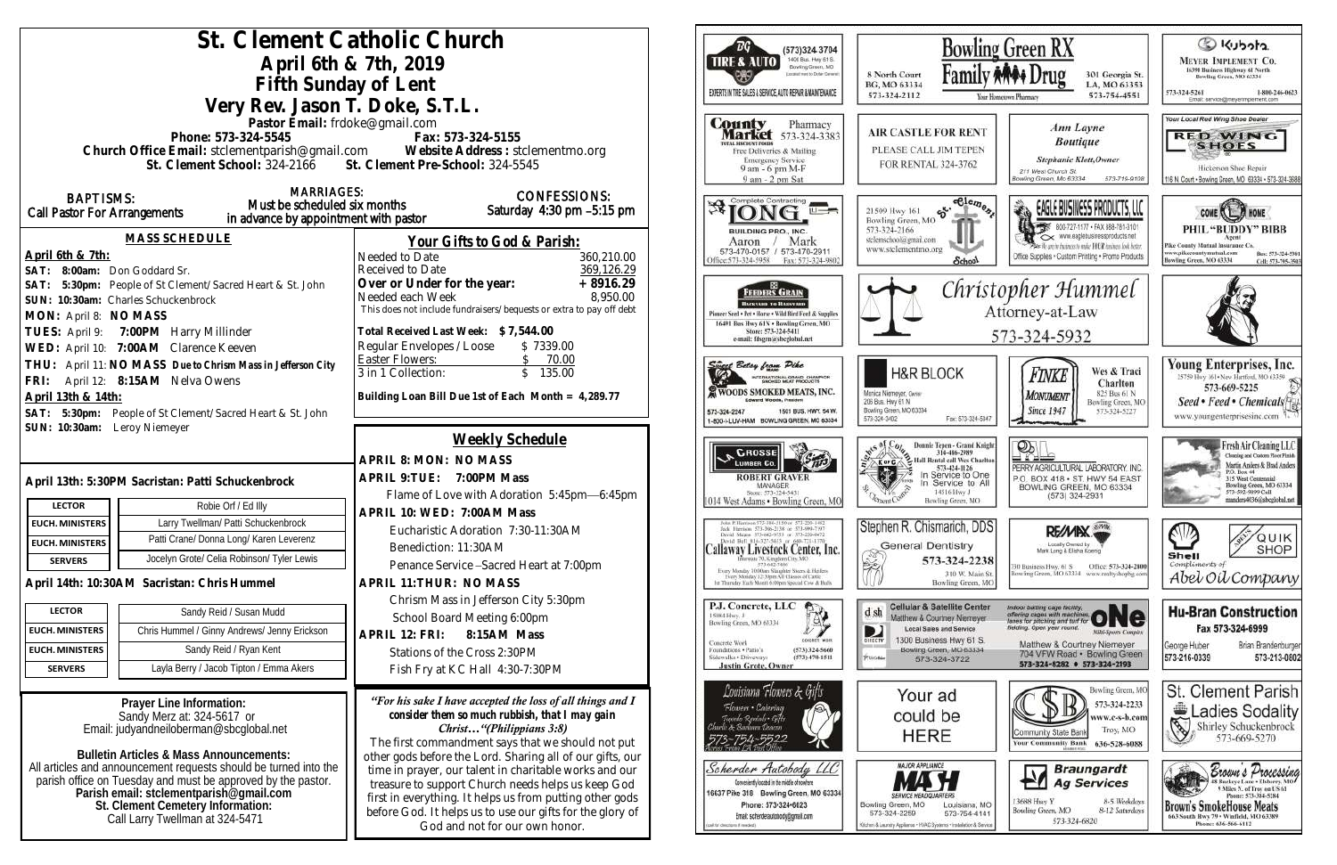# St. Clement Catholic Church

## April 6th & 7th, 2019
## Fifth Sunday of Lent
## Very Rev. Jason T. Doke, S.T.L.

Pastor Email: frdoke@gmail.com

Phone: 573-324-5545 Fax: 573-324-5155

Church Office Email: stclementparish@gmail.com Website Address : stclementmo.org

St. Clement School: 324-2166 St. Clement Pre-School: 324-5545

**BAPTISMS:** Call Pastor For Arrangements

**MARRIAGES:** Must be scheduled six months in advance by appointment with pastor

**CONFESSIONS:** Saturday 4:30 pm –5:15 pm

### MASS SCHEDULE

**April 6th & 7th:**

SAT: 8:00am: Don Goddard Sr.

SAT: 5:30pm: People of St Clement/Sacred Heart & St. John

SUN: 10:30am: Charles Schuckenbrock

MON: April 8: NO MASS

TUES: April 9: 7:00PM Harry Millinder

WED: April 10: 7:00AM Clarence Keeven

THU: April 11: NO MASS Due to Chrism Mass in Jefferson City

FRI: April 12: 8:15AM Nelva Owens

**April 13th & 14th:**

SAT: 5:30pm: People of St Clement/Sacred Heart & St. John

SUN: 10:30am: Leroy Niemeyer

### Your Gifts to God & Parish:

| | |
|---|---|
| Needed to Date | 360,210.00 |
| Received to Date | 369,126.29 |
| **Over or Under for the year:** | **+ 8916.29** |
| Needed each Week | 8,950.00 |

This does not include fundraisers/bequests or extra to pay off debt

**Total Received Last Week: $ 7,544.00**

| | |
|---|---|
| Regular Envelopes / Loose | $ 7339.00 |
| Easter Flowers: | $ 70.00 |
| 3 in 1 Collection: | $ 135.00 |

**Building Loan Bill Due 1st of Each Month = 4,289.77**

**April 13th: 5:30PM Sacristan: Patti Schuckenbrock**

| | |
|---|---|
| LECTOR | Robie Orf / Ed Illy |
| EUCH. MINISTERS | Larry Twellman/ Patti Schuckenbrock |
| EUCH. MINISTERS | Patti Crane/ Donna Long/ Karen Leverenz |
| SERVERS | Jocelyn Grote/ Celia Robinson/ Tyler Lewis |

**April 14th: 10:30AM Sacristan: Chris Hummel**

| | |
|---|---|
| LECTOR | Sandy Reid / Susan Mudd |
| EUCH. MINISTERS | Chris Hummel / Ginny Andrews/ Jenny Erickson |
| EUCH. MINISTERS | Sandy Reid / Ryan Kent |
| SERVERS | Layla Berry / Jacob Tipton / Emma Akers |

### Weekly Schedule

**APRIL 8: MON: NO MASS**

**APRIL 9:TUE: 7:00PM Mass**

Flame of Love with Adoration 5:45pm—6:45pm

**APRIL 10: WED: 7:00AM Mass**

Eucharistic Adoration 7:30-11:30AM

Benediction: 11:30AM

Penance Service –Sacred Heart at 7:00pm

**APRIL 11:THUR: NO MASS**

Chrism Mass in Jefferson City 5:30pm

School Board Meeting 6:00pm

**APRIL 12: FRI: 8:15AM Mass**

Stations of the Cross 2:30PM

Fish Fry at KC Hall 4:30-7:30PM

**Prayer Line Information:**
Sandy Merz at: 324-5617 or
Email: judyandneiloberman@sbcglobal.net

**Bulletin Articles & Mass Announcements:**
All articles and announcement requests should be turned into the parish office on Tuesday and must be approved by the pastor.
**Parish email: stclementparish@gmail.com**
**St. Clement Cemetery Information:**
Call Larry Twellman at 324-5471

*"For his sake I have accepted the loss of all things and I consider them so much rubbish, that I may gain Christ…"(Philippians 3:8)*

The first commandment says that we should not put other gods before the Lord. Sharing all of our gifts, our time in prayer, our talent in charitable works and our treasure to support Church needs helps us keep God first in everything. It helps us from putting other gods before God. It helps us to use our gifts for the glory of God and not for our own honor.

---

DG Tire & Auto — (573)324-3704, 1400 Bus. Hwy 61 S., Bowling Green, MO. Experts in tire sales & service, auto repair & maintenance

Bowling Green RX — 8 North Court, BG, MO 63334, 573-324-2112

Family Drug — 301 Georgia St., LA, MO 63353, 573-754-4551. Your Hometown Pharmacy

Kubota — Meyer Implement Co., 16398 Business Highway 61 North, Bowling Green, MO 63334. 573-324-5261, 1-800-246-0623. Email: service@meyerimplement.com

County Market Pharmacy — 573-324-3383. Free Deliveries & Mailing, Emergency Service, 9 am - 6 pm M-F, 9 am - 2 pm Sat

Air Castle for Rent — Please call Jim Tepen for rental 324-3762

Ann Layne Boutique — Stephanie Klott, Owner. 211 West Church St., Bowling Green, Mo 63334, 573-719-9108

Red Wing Shoes — Your Local Red Wing Shoe Dealer. Hickerson Shoe Repair, 116 N. Court • Bowling Green, MO 63334 • 573-324-3688

Ionic Building Pro., Inc. — Complete Contracting. Aaron / Mark, 573-470-0157 / 573-470-2911, Office: 573-324-5958, Fax: 573-324-9802

St. Clement School — 21509 Hwy 161, Bowling Green, MO, 573-324-2166, stclemschool@gmail.com, www.stclementmo.org

Eagle Business Products, LLC — 800-727-1177 • Fax 888-781-3101, www.eaglebusinessproducts.net. Office Supplies • Custom Printing • Promo Products

Come Home — Phil "Buddy" Bibb, Agent. Pike County Mutual Insurance Co., www.pikecountymutual.com, Bowling Green, MO 63334. Bus: 573-324-5301, Cell: 573-795-3903

Feeders Grain — Backyard to Barnyard. Pioneer Seed • Pet • Horse • Wild Bird Feed & Supplies. 16491 Bus Hwy 61N • Bowling Green, MO. Store: 573-324-5411, e-mail: fdsgrn@sbcglobal.net

Christopher Hummel, Attorney-at-Law — 573-324-5932

Sweet Betsy from Pike — Woods Smoked Meats, Inc., Edward Woods, President. 573-324-2247, 1501 Bus. Hwy. 54 W., 1-800-I-LUV-HAM, Bowling Green, MO 63334

H&R Block — Monica Niemeyer, Owner. 206 Bus. Hwy 61 N, Bowling Green, MO 63334. 573-324-3402, Fax: 573-324-5047

Finke Monument, Since 1947 — Wes & Traci Charlton, 825 Bus 61 N, Bowling Green, MO, 573-324-5227

Young Enterprises, Inc. — 25759 Hwy 161 • New Hartford, MO 63359. 573-669-5225. Seed • Feed • Chemicals. www.youngenterprisesinc.com

Grosse Lumber Co. — Robert Graver, Manager. Store: 573-324-5431, 1014 West Adams • Bowling Green, MO

Knights of Columbus — Dennis Tepen - Grand Knight 314-406-2989. Hall Rental call Wes Charlton 573-424-1126. In Service to One, In Service to All. 14516 Hwy J, Bowling Green, MO

Perry Agricultural Laboratory, Inc. — P.O. Box 418 • St. Hwy 54 East, Bowling Green, MO 63334, (573) 324-2931

Fresh Air Cleaning LLC — Cleaning and Custom Floor Finish. Martin Anders & Brad Anders. P.O. Box 44, 315 West Centennial, Bowling Green, MO 63334. 573-592-9899 Cell, manders4036@sbcglobal.net

Callaway Livestock Center, Inc. — John P. Harrison 573-386-5150 or 573-220-1482; Jack Harrison 573-386-2138 or 573-999-7197; David Means 573-642-9753 or 573-220-0472; David Bell 816-527-5633 or 660-721-1370. Interstate 70, Kingdom City, MO, 573-642-7486. Every Monday 10:00am Slaughter Steers & Heifers; Every Monday 12:30pm All Classes of Cattle; 1st Thursday Each Month 6:00pm Special Cow & Bulls

Stephen R. Chismarich, DDS — General Dentistry, 573-324-2238, 310 W. Main St., Bowling Green, MO

RE/MAX — Locally Owned by Mark Long & Elisha Koenig. 730 Business Hwy. 61 S, Bowling Green, MO 63334. Office: 573-324-2800, www.remaxhqbg.com

Abel's Quik Shop — Shell. Compliments of Abel Oil Company

P.J. Concrete, LLC — 15084 Hwy. J, Bowling Green, MO 63334. Concrete Work, Foundations • Patio's, Sidewalks • Driveways. (573) 324-5660, (573) 470-1511. Justin Grote, Owner

Cellular & Satellite Center — Matthew & Courtney Niemeyer. Local Sales and Service. 1300 Business Hwy 61 S., Bowling Green, MO 63334, 573-324-3722

One Multi-Sports Complex — Indoor batting cage facility, offering cages with machines, lanes for pitching and turf for fielding. Open year round. Matthew & Courtney Niemeyer, 704 VFW Road • Bowling Green, 573-324-8282 • 573-324-2193

Hu-Bran Construction — Fax 573-324-6999. George Huber 573-216-0339, Brian Brandenburger 573-213-0802

Louisiana Flowers & Gifts — Flowers • Catering, Tuxedo Rentals • Gifts. Charlie & Barbara Deaton. 573-754-5522

Your ad could be HERE

Community State Bank — Your Community Bank. Bowling Green, MO 573-324-2233, www.c-s-b.com, Troy, MO 636-528-6088

St. Clement Parish Ladies Sodality — Shirley Schuckenbrock, 573-669-5270

Scherder Autobody LLC — Conveniently located in the middle of nowhere. 16637 Pike 318 Bowling Green, MO 63334. Phone: 573-324-6023, Email: scherderautobody@gmail.com

Mash — Major Appliance Service Headquarters. Bowling Green, MO 573-324-2259; Louisiana, MO 573-754-4141. Kitchen & Laundry Appliance • HVAC Systems • Installation & Service

Braungardt Ag Services — 13688 Hwy Y, Bowling Green, MO. 8-5 Weekdays, 8-12 Saturdays. 573-324-6820

Brown's Processing — Brown's SmokeHouse Meats. 663 South Hwy 79 • Winfield, MO 63389. Phone: 636-566-6112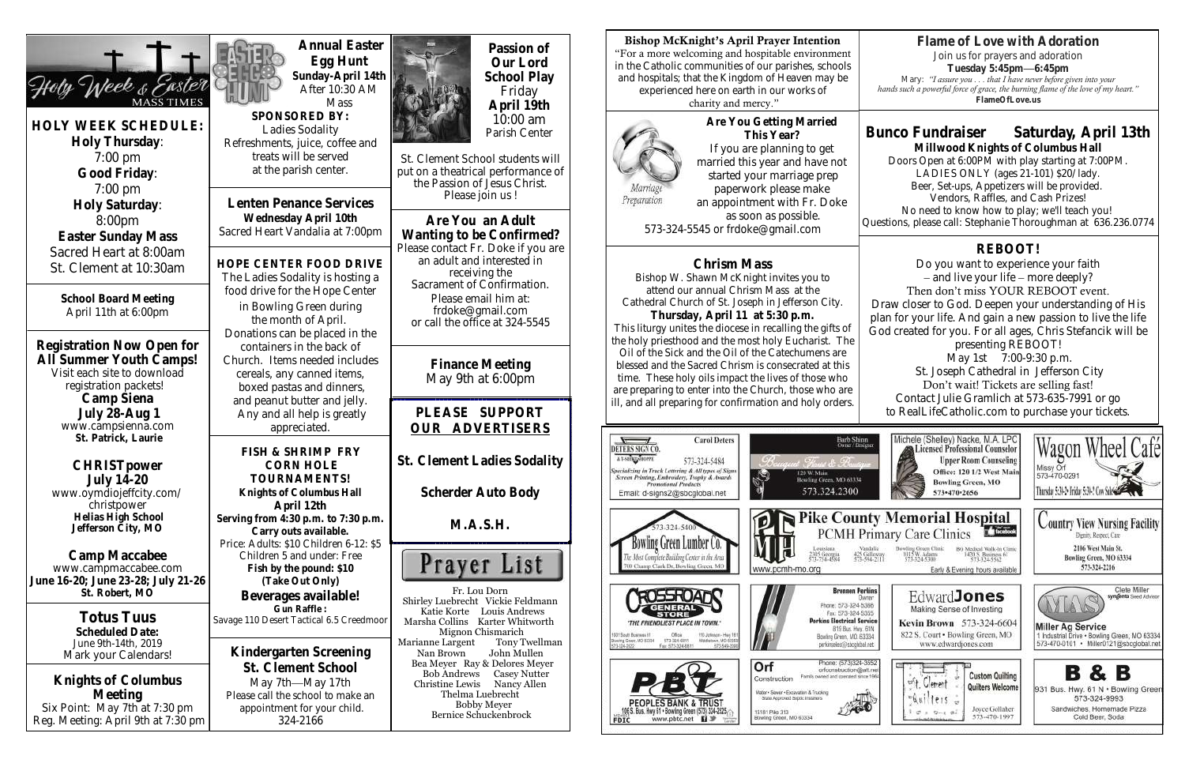# Holy Week & Easter MASS TIMES

**HOLY WEEK SCHEDULE:**

**Holy Thursday**: 7:00 pm

**Good Friday**: 7:00 pm

**Holy Saturday**: 8:00pm

**Easter Sunday Mass**

Sacred Heart at 8:00am

St. Clement at 10:30am

**School Board Meeting**
April 11th at 6:00pm

## Registration Now Open for All Summer Youth Camps!

Visit each site to download registration packets!

**Camp Siena**
**July 28-Aug 1**
www.campsienna.com
**St. Patrick, Laurie**

**CHRISTpower**
**July 14-20**
www.oymdiojeffcity.com/christpower
**Helias High School Jefferson City, MO**

**Camp Maccabee**
www.campmaccabee.com
**June 16-20; June 23-28; July 21-26**
**St. Robert, MO**

## Totus Tuus

**Scheduled Date:**
June 9th-14th, 2019
Mark your Calendars!

## Knights of Columbus Meeting

Six Point: May 7th at 7:30 pm
Reg. Meeting: April 9th at 7:30 pm

## Annual Easter Egg Hunt

**Sunday-April 14th**
After 10:30 AM Mass

**SPONSORED BY:**
Ladies Sodality
Refreshments, juice, coffee and treats will be served at the parish center.

## Lenten Penance Services

**Wednesday April 10th**
Sacred Heart Vandalia at 7:00pm

## HOPE CENTER FOOD DRIVE

The Ladies Sodality is hosting a food drive for the Hope Center in Bowling Green during the month of April. Donations can be placed in the containers in the back of Church. Items needed includes cereals, any canned items, boxed pastas and dinners, and peanut butter and jelly. Any and all help is greatly appreciated.

## FISH & SHRIMP FRY CORN HOLE TOURNAMENTS!

**Knights of Columbus Hall**
**April 12th**
**Serving from 4:30 p.m. to 7:30 p.m.**
**Carry outs available.**
Price: Adults: $10 Children 6-12: $5
Children 5 and under: Free
**Fish by the pound: $10**
**(Take Out Only)**
**Beverages available!**
**Gun Raffle:**
Savage 110 Desert Tactical 6.5 Creedmoor

## Kindergarten Screening St. Clement School

May 7th—May 17th
Please call the school to make an appointment for your child.
324-2166

## Passion of Our Lord School Play

Friday
**April 19th**
10:00 am
Parish Center

St. Clement School students will put on a theatrical performance of the Passion of Jesus Christ. Please join us!

## Are You an Adult Wanting to be Confirmed?

Please contact Fr. Doke if you are an adult and interested in receiving the Sacrament of Confirmation.
Please email him at: frdoke@gmail.com
or call the office at 324-5545

## Finance Meeting

May 9th at 6:00pm

## PLEASE SUPPORT OUR ADVERTISERS

**St. Clement Ladies Sodality**

**Scherder Auto Body**

**M.A.S.H.**

## Prayer List

Fr. Lou Dorn
Shirley Luebrecht Vickie Feldmann
Katie Korte Louis Andrews
Marsha Collins Karter Whitworth
Mignon Chismarich
Marianne Largent Tony Twellman
Nan Brown John Mullen
Bea Meyer Ray & Delores Meyer
Bob Andrews Casey Nutter
Christine Lewis Nancy Allen
Thelma Luebrecht
Bobby Meyer
Bernice Schuckenbrock

## Bishop McKnight's April Prayer Intention

"For a more welcoming and hospitable environment in the Catholic communities of our parishes, schools and hospitals; that the Kingdom of Heaven may be experienced here on earth in our works of charity and mercy."

## Are You Getting Married This Year?

If you are planning to get married this year and have not started your marriage prep paperwork please make an appointment with Fr. Doke as soon as possible.
573-324-5545 or frdoke@gmail.com

## Chrism Mass

Bishop W. Shawn McKnight invites you to attend our annual Chrism Mass at the Cathedral Church of St. Joseph in Jefferson City.
**Thursday, April 11 at 5:30 p.m.**
This liturgy unites the diocese in recalling the gifts of the holy priesthood and the most holy Eucharist. The Oil of the Sick and the Oil of the Catechumens are blessed and the Sacred Chrism is consecrated at this time. These holy oils impact the lives of those who are preparing to enter into the Church, those who are ill, and all preparing for confirmation and holy orders.

## Flame of Love with Adoration

Join us for prayers and adoration
**Tuesday 5:45pm—6:45pm**
Mary: *"I assure you . . . that I have never before given into your hands such a powerful force of grace, the burning flame of the love of my heart."*
**FlameOfLove.us**

## Bunco Fundraiser Saturday, April 13th

**Millwood Knights of Columbus Hall**
Doors Open at 6:00PM with play starting at 7:00PM.
LADIES ONLY (ages 21-101) $20/lady.
Beer, Set-ups, Appetizers will be provided.
Vendors, Raffles, and Cash Prizes!
No need to know how to play; we'll teach you!
Questions, please call: Stephanie Thoroughman at 636.236.0774

## REBOOT!

Do you want to experience your faith – and live your life – more deeply?
Then don't miss YOUR REBOOT event.
Draw closer to God. Deepen your understanding of His plan for your life. And gain a new passion to live the life God created for you. For all ages, Chris Stefancik will be presenting REBOOT!
May 1st 7:00-9:30 p.m.
St. Joseph Cathedral in Jefferson City
Don't wait! Tickets are selling fast!
Contact Julie Gramlich at 573-635-7991 or go to RealLifeCatholic.com to purchase your tickets.

Deters Sign Co. & T-Shirt Shoppe — Carol Deters — 573-324-5484 — Specializing in Truck Lettering & All types of Signs, Screen Printing, Embroidery, Trophy & Awards, Promotional Products — Email: d-signs2@sbcglobal.net

Bouquet Florist & Boutique — Barb Shinn, Owner / Designer — 120 W. Main, Bowling Green, MO 63334 — 573.324.2300

Michele (Shelley) Nacke, M.A. LPC — Licensed Professional Counselor — Upper Room Counseling — Office: 120 1/2 West Main, Bowling Green, MO — 573•470•2056

Wagon Wheel Café — Missy Orf — 573-470-0291 — Thursday 5:30-2; Friday 5:30-1; Cow Sale

Bowling Green Lumber Co. — 573-324-5400 — The Most Complete Building Center in the Area — 700 Champ Clark Dr., Bowling Green, MO

Pike County Memorial Hospital — PCMH Primary Care Clinics — Louisiana 2305 Georgia 573-754-4584 — Vandalia 425 Galloway 573-594-2111 — Bowling Green Clinic 1015 W. Adams 573-324-5300 — BG Medical Walk-In Clinic 1420 S. Business 61 573-324-5552 — www.pcmh-mo.org — Early & Evening hours available

Country View Nursing Facility — Dignity, Respect, Care — 2106 West Main St., Bowling Green, MO 63334 — 573-324-2216

Crossroads General Store — "The Friendliest Place in Town." — 1501 South Business 61, Bowling Green, MO 63334, 573-324-2622 — Office 573-324-6811, Fax: 573-324-6811 — 110 Johnson - Hwy 161, Middletown, MO 63359, 573-549-2080

Perkins Electrical Service — Brennen Perkins, Owner — Phone: 573-324-5366 — Fax: 573-324-5315 — 815 Bus. Hwy. 61N, Bowling Green, MO 63334 — perkinselec@sbcglobal.net

Edward Jones — Making Sense of Investing — Kevin Brown 573-324-6604 — 822 S. Court • Bowling Green, MO — www.edwardjones.com

MAS — Miller Ag Service — Clete Miller, syngenta Seed Advisor — 1 Industrial Drive • Bowling Green, MO 63334 — 573-470-0101 • Miller0121@sbcglobal.net

PBT Peoples Bank & Trust — 1061 S. Bus. Hwy 61 • Bowling Green (573) 324-2525 — www.pbtc.net — Member FDIC

Orf Construction — Phone: (573)324-3552 — orfconstruction@att.net — Family owned and operated since 1966 — Water • Sewer • Excavation & Trucking — State Approved Septic Installers — 15181 Pike 313, Bowling Green, MO 63334

St. Clement Quilters — Custom Quilting — Quilters Welcome — Joyce Gollaher 573-470-1997

B & B — 931 Bus. Hwy. 61 N • Bowling Green — 573-324-9993 — Sandwiches, Homemade Pizza, Cold Beer, Soda